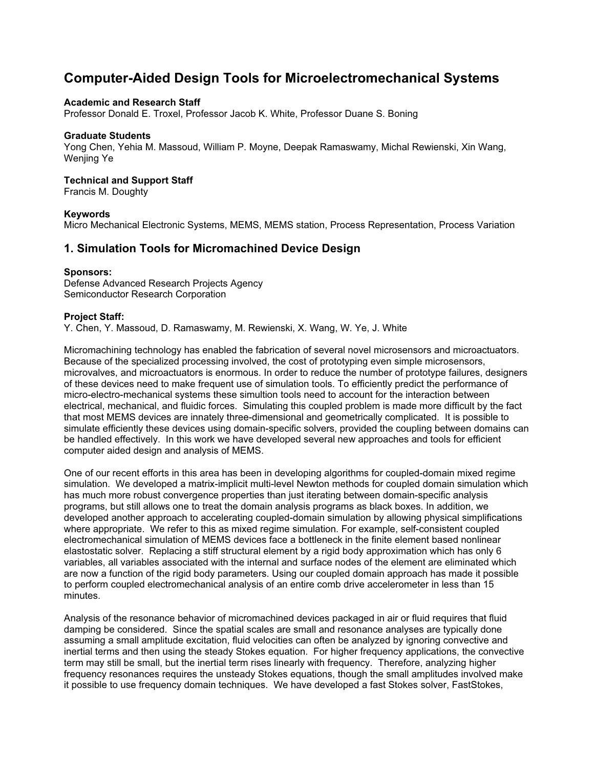# Computer-Aided Design Tools for Microelectromechanical Systems

**Academic and Research Staff**
Professor Donald E. Troxel, Professor Jacob K. White, Professor Duane S. Boning

**Graduate Students**
Yong Chen, Yehia M. Massoud, William P. Moyne, Deepak Ramaswamy, Michal Rewienski, Xin Wang, Wenjing Ye

**Technical and Support Staff**
Francis M. Doughty

**Keywords**
Micro Mechanical Electronic Systems, MEMS, MEMS station, Process Representation, Process Variation

## 1. Simulation Tools for Micromachined Device Design

**Sponsors:**
Defense Advanced Research Projects Agency
Semiconductor Research Corporation

**Project Staff:**
Y. Chen, Y. Massoud, D. Ramaswamy, M. Rewienski, X. Wang, W. Ye, J. White

Micromachining technology has enabled the fabrication of several novel microsensors and microactuators. Because of the specialized processing involved, the cost of prototyping even simple microsensors, microvalves, and microactuators is enormous. In order to reduce the number of prototype failures, designers of these devices need to make frequent use of simulation tools. To efficiently predict the performance of micro-electro-mechanical systems these simultion tools need to account for the interaction between electrical, mechanical, and fluidic forces. Simulating this coupled problem is made more difficult by the fact that most MEMS devices are innately three-dimensional and geometrically complicated. It is possible to simulate efficiently these devices using domain-specific solvers, provided the coupling between domains can be handled effectively. In this work we have developed several new approaches and tools for efficient computer aided design and analysis of MEMS.

One of our recent efforts in this area has been in developing algorithms for coupled-domain mixed regime simulation. We developed a matrix-implicit multi-level Newton methods for coupled domain simulation which has much more robust convergence properties than just iterating between domain-specific analysis programs, but still allows one to treat the domain analysis programs as black boxes. In addition, we developed another approach to accelerating coupled-domain simulation by allowing physical simplifications where appropriate. We refer to this as mixed regime simulation. For example, self-consistent coupled electromechanical simulation of MEMS devices face a bottleneck in the finite element based nonlinear elastostatic solver. Replacing a stiff structural element by a rigid body approximation which has only 6 variables, all variables associated with the internal and surface nodes of the element are eliminated which are now a function of the rigid body parameters. Using our coupled domain approach has made it possible to perform coupled electromechanical analysis of an entire comb drive accelerometer in less than 15 minutes.

Analysis of the resonance behavior of micromachined devices packaged in air or fluid requires that fluid damping be considered. Since the spatial scales are small and resonance analyses are typically done assuming a small amplitude excitation, fluid velocities can often be analyzed by ignoring convective and inertial terms and then using the steady Stokes equation. For higher frequency applications, the convective term may still be small, but the inertial term rises linearly with frequency. Therefore, analyzing higher frequency resonances requires the unsteady Stokes equations, though the small amplitudes involved make it possible to use frequency domain techniques. We have developed a fast Stokes solver, FastStokes,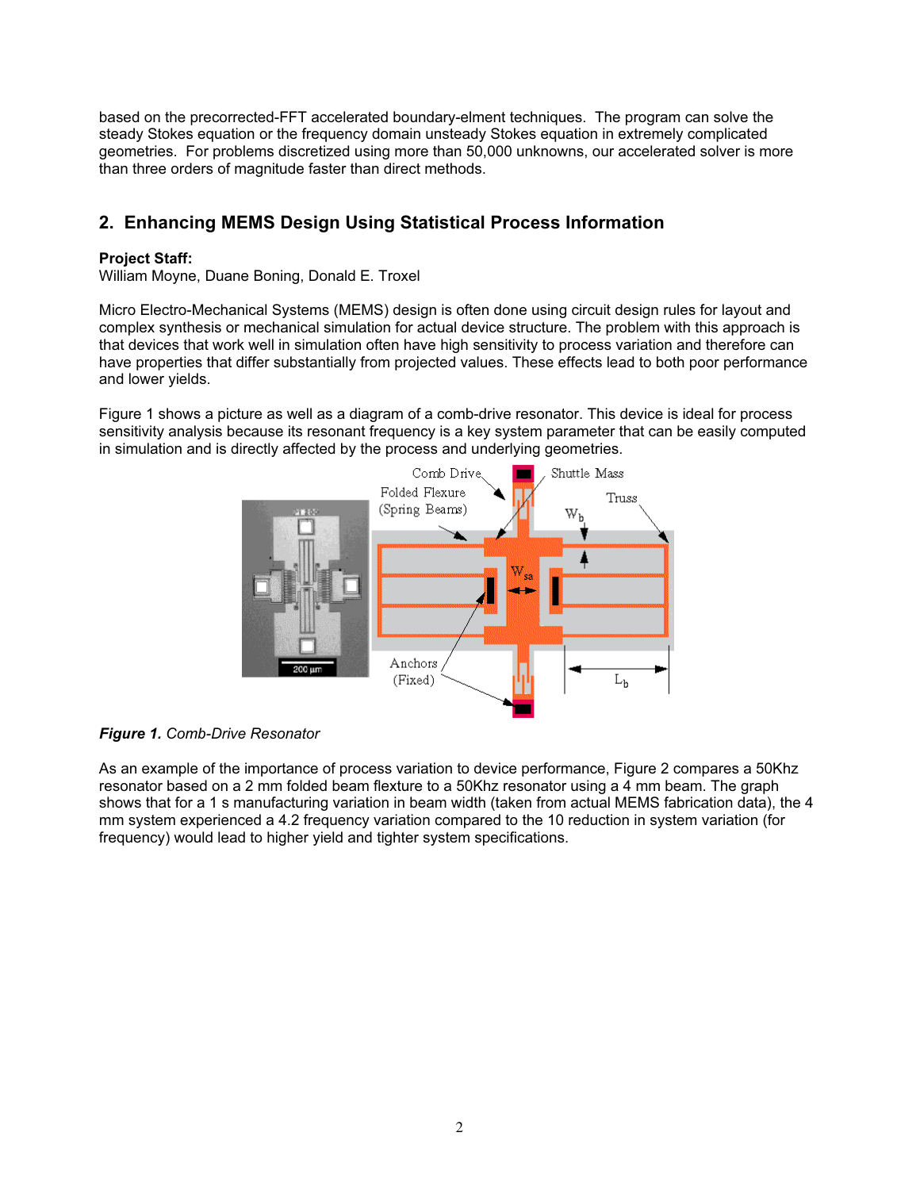based on the precorrected-FFT accelerated boundary-elment techniques. The program can solve the steady Stokes equation or the frequency domain unsteady Stokes equation in extremely complicated geometries. For problems discretized using more than 50,000 unknowns, our accelerated solver is more than three orders of magnitude faster than direct methods.

## 2. Enhancing MEMS Design Using Statistical Process Information

**Project Staff:**
William Moyne, Duane Boning, Donald E. Troxel

Micro Electro-Mechanical Systems (MEMS) design is often done using circuit design rules for layout and complex synthesis or mechanical simulation for actual device structure. The problem with this approach is that devices that work well in simulation often have high sensitivity to process variation and therefore can have properties that differ substantially from projected values. These effects lead to both poor performance and lower yields.

Figure 1 shows a picture as well as a diagram of a comb-drive resonator. This device is ideal for process sensitivity analysis because its resonant frequency is a key system parameter that can be easily computed in simulation and is directly affected by the process and underlying geometries.

***Figure 1.*** *Comb-Drive Resonator*

As an example of the importance of process variation to device performance, Figure 2 compares a 50Khz resonator based on a 2 mm folded beam flexture to a 50Khz resonator using a 4 mm beam. The graph shows that for a 1 s manufacturing variation in beam width (taken from actual MEMS fabrication data), the 4 mm system experienced a 4.2 frequency variation compared to the 10 reduction in system variation (for frequency) would lead to higher yield and tighter system specifications.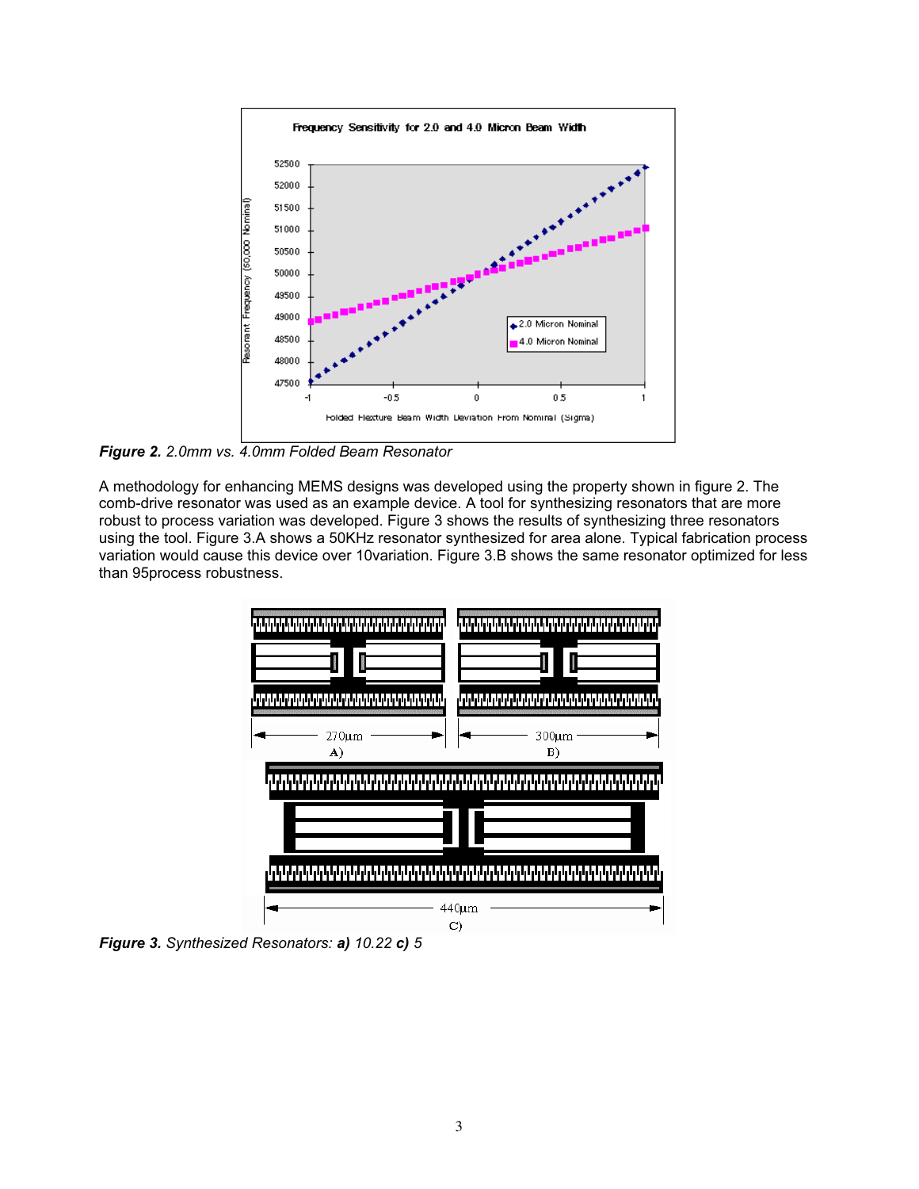**Figure 2.** *2.0mm vs. 4.0mm Folded Beam Resonator*

A methodology for enhancing MEMS designs was developed using the property shown in figure 2. The comb-drive resonator was used as an example device. A tool for synthesizing resonators that are more robust to process variation was developed. Figure 3 shows the results of synthesizing three resonators using the tool. Figure 3.A shows a 50KHz resonator synthesized for area alone. Typical fabrication process variation would cause this device over 10variation. Figure 3.B shows the same resonator optimized for less than 95process robustness.

**Figure 3.** *Synthesized Resonators:* ***a)*** *10.22* ***c)*** *5*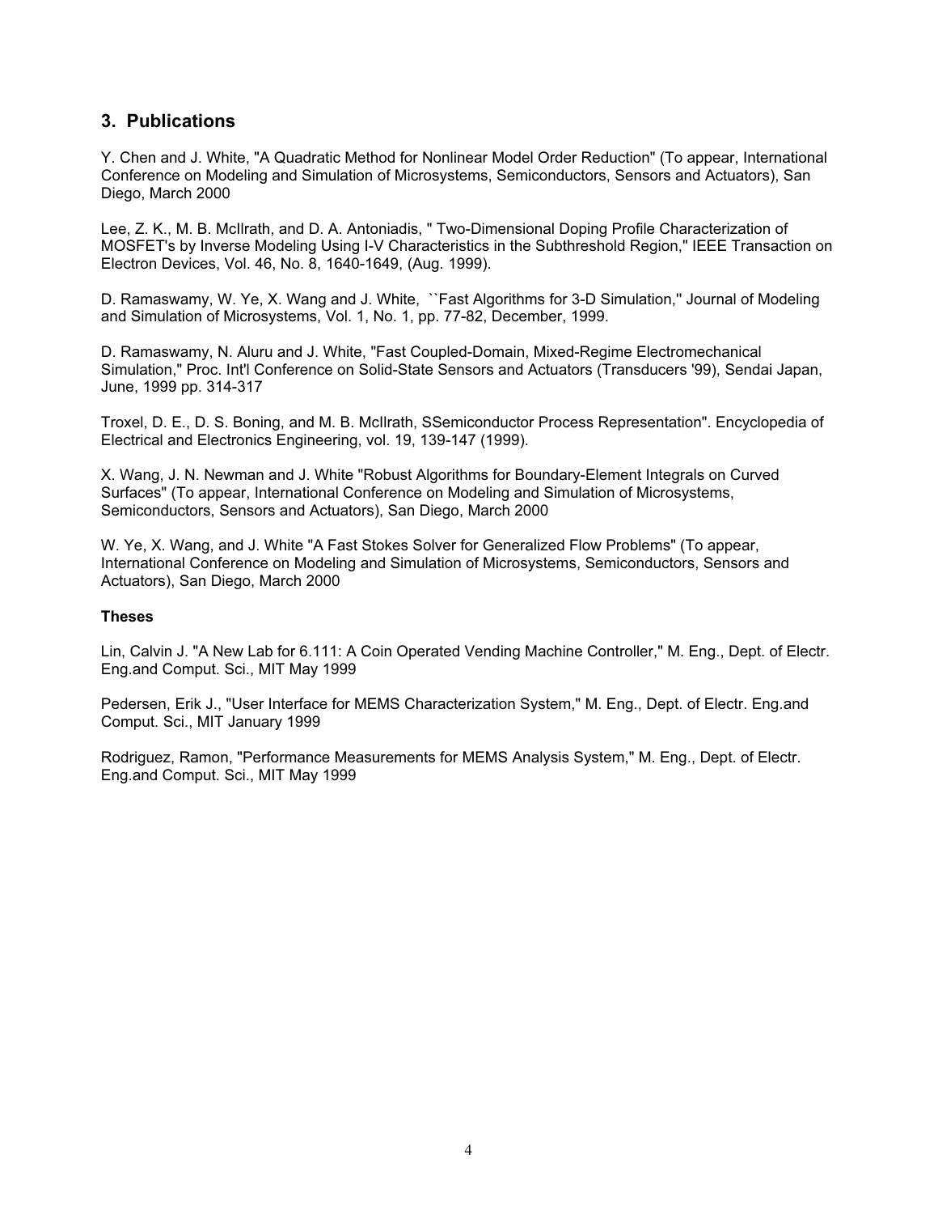## 3. Publications

Y. Chen and J. White, "A Quadratic Method for Nonlinear Model Order Reduction" (To appear, International Conference on Modeling and Simulation of Microsystems, Semiconductors, Sensors and Actuators), San Diego, March 2000

Lee, Z. K., M. B. McIlrath, and D. A. Antoniadis, " Two-Dimensional Doping Profile Characterization of MOSFET's by Inverse Modeling Using I-V Characteristics in the Subthreshold Region," IEEE Transaction on Electron Devices, Vol. 46, No. 8, 1640-1649, (Aug. 1999).

D. Ramaswamy, W. Ye, X. Wang and J. White, ``Fast Algorithms for 3-D Simulation,'' Journal of Modeling and Simulation of Microsystems, Vol. 1, No. 1, pp. 77-82, December, 1999.

D. Ramaswamy, N. Aluru and J. White, "Fast Coupled-Domain, Mixed-Regime Electromechanical Simulation," Proc. Int'l Conference on Solid-State Sensors and Actuators (Transducers '99), Sendai Japan, June, 1999 pp. 314-317

Troxel, D. E., D. S. Boning, and M. B. McIlrath, SSemiconductor Process Representation". Encyclopedia of Electrical and Electronics Engineering, vol. 19, 139-147 (1999).

X. Wang, J. N. Newman and J. White "Robust Algorithms for Boundary-Element Integrals on Curved Surfaces" (To appear, International Conference on Modeling and Simulation of Microsystems, Semiconductors, Sensors and Actuators), San Diego, March 2000

W. Ye, X. Wang, and J. White "A Fast Stokes Solver for Generalized Flow Problems" (To appear, International Conference on Modeling and Simulation of Microsystems, Semiconductors, Sensors and Actuators), San Diego, March 2000

### Theses

Lin, Calvin J. "A New Lab for 6.111: A Coin Operated Vending Machine Controller," M. Eng., Dept. of Electr. Eng.and Comput. Sci., MIT May 1999

Pedersen, Erik J., "User Interface for MEMS Characterization System," M. Eng., Dept. of Electr. Eng.and Comput. Sci., MIT January 1999

Rodriguez, Ramon, "Performance Measurements for MEMS Analysis System," M. Eng., Dept. of Electr. Eng.and Comput. Sci., MIT May 1999